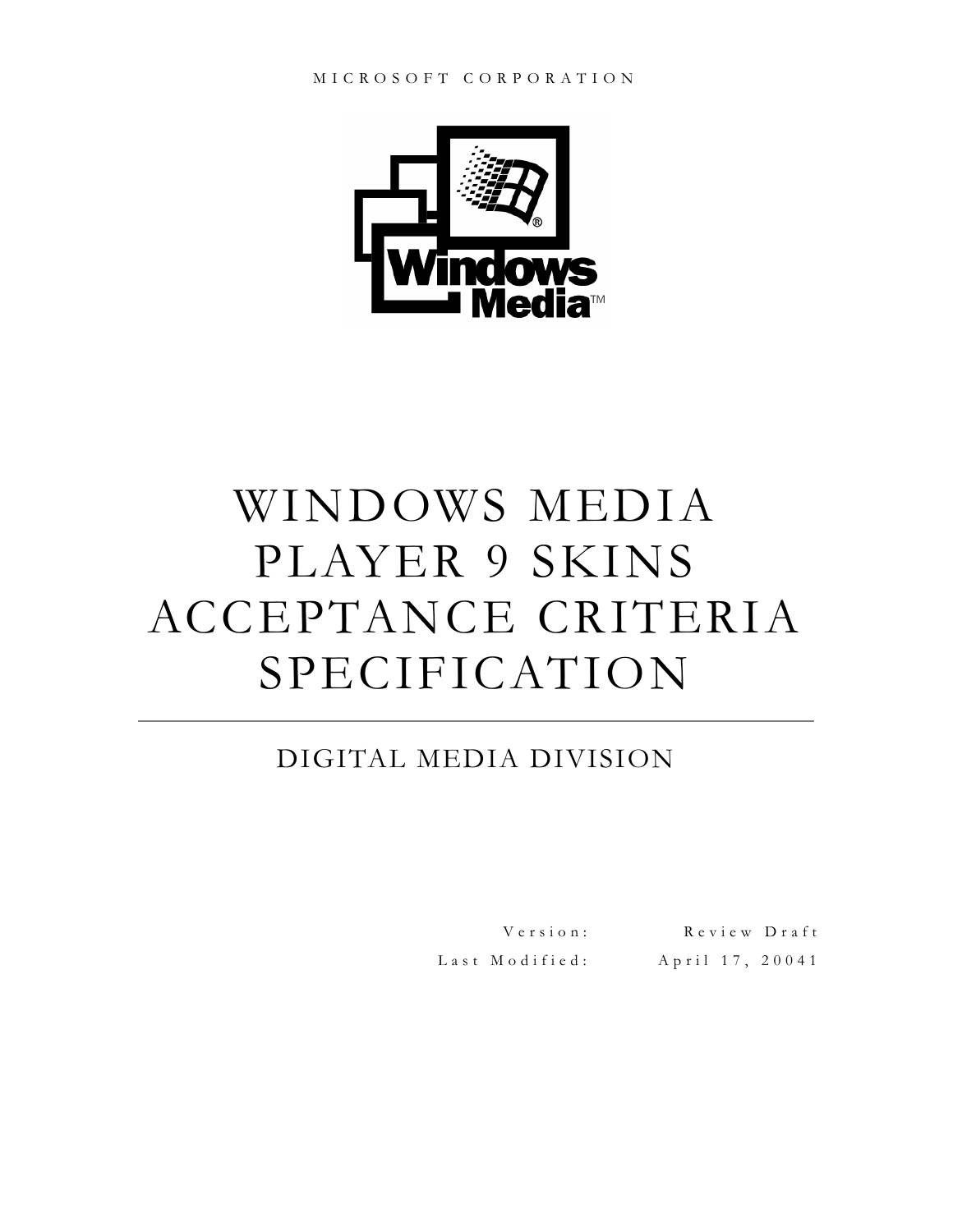MICROSOFT CORPORATION

# WINDOWS MEDIA PLAYER 9 SKINS ACCEPTANCE CRITERIA SPECIFICATION

## DIGITAL MEDIA DIVISION

| | |
|---|---|
| Version: | Review Draft |
| Last Modified: | April 17, 20041 |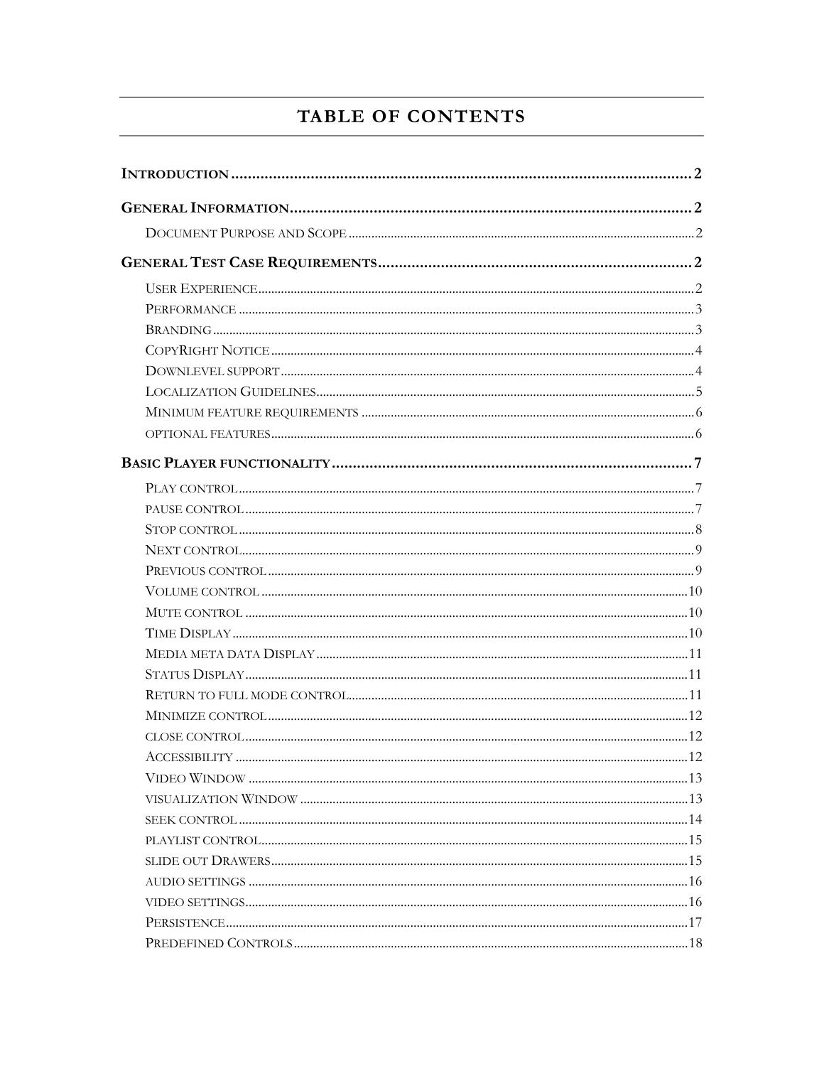# TABLE OF CONTENTS

**INTRODUCTION** .......... 2

**GENERAL INFORMATION** .......... 2

- DOCUMENT PURPOSE AND SCOPE .......... 2

**GENERAL TEST CASE REQUIREMENTS** .......... 2

- USER EXPERIENCE .......... 2
- PERFORMANCE .......... 3
- BRANDING .......... 3
- COPYRIGHT NOTICE .......... 4
- DOWNLEVEL SUPPORT .......... 4
- LOCALIZATION GUIDELINES .......... 5
- MINIMUM FEATURE REQUIREMENTS .......... 6
- OPTIONAL FEATURES .......... 6

**BASIC PLAYER FUNCTIONALITY** .......... 7

- PLAY CONTROL .......... 7
- PAUSE CONTROL .......... 7
- STOP CONTROL .......... 8
- NEXT CONTROL .......... 9
- PREVIOUS CONTROL .......... 9
- VOLUME CONTROL .......... 10
- MUTE CONTROL .......... 10
- TIME DISPLAY .......... 10
- MEDIA META DATA DISPLAY .......... 11
- STATUS DISPLAY .......... 11
- RETURN TO FULL MODE CONTROL .......... 11
- MINIMIZE CONTROL .......... 12
- CLOSE CONTROL .......... 12
- ACCESSIBILITY .......... 12
- VIDEO WINDOW .......... 13
- VISUALIZATION WINDOW .......... 13
- SEEK CONTROL .......... 14
- PLAYLIST CONTROL .......... 15
- SLIDE OUT DRAWERS .......... 15
- AUDIO SETTINGS .......... 16
- VIDEO SETTINGS .......... 16
- PERSISTENCE .......... 17
- PREDEFINED CONTROLS .......... 18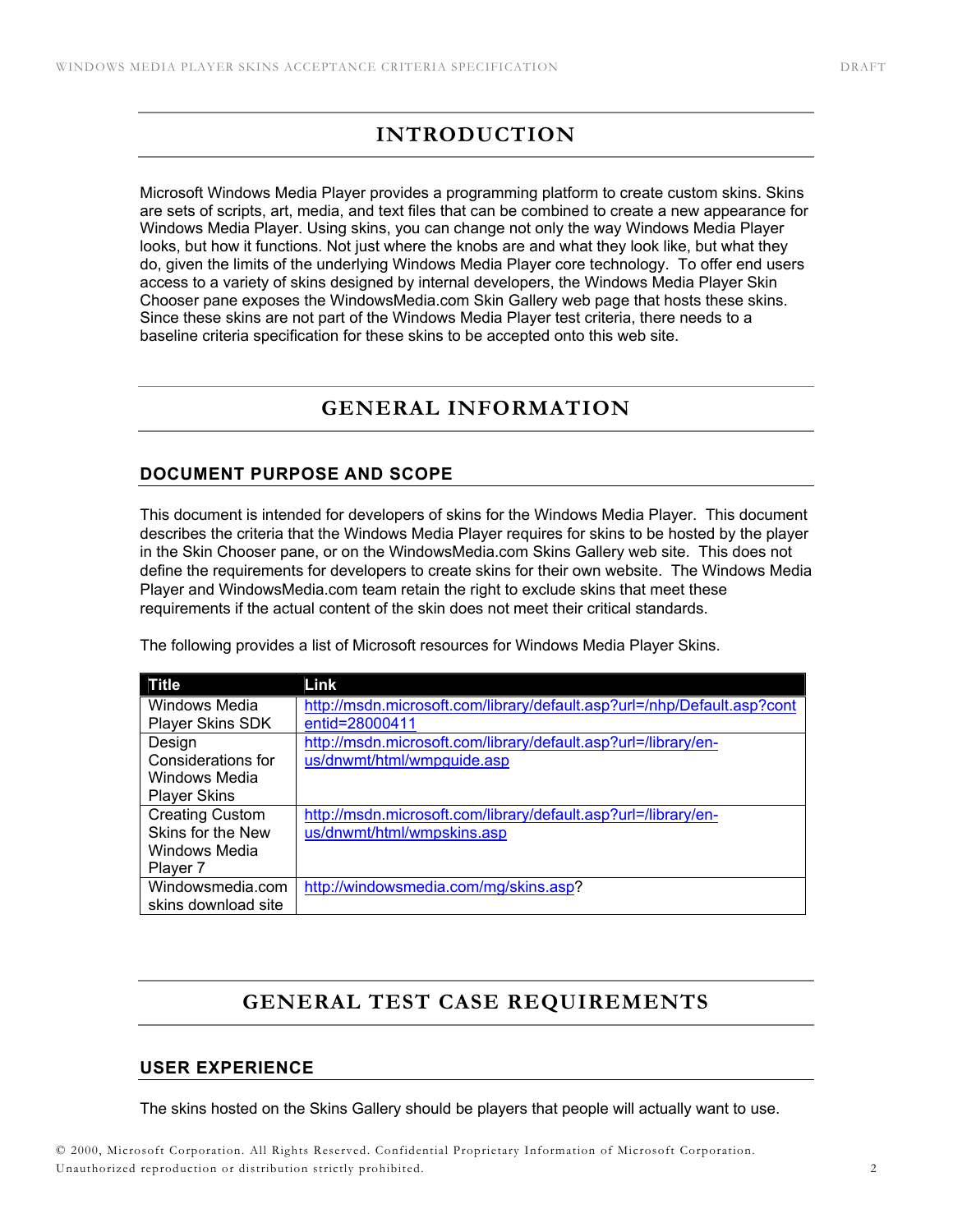# INTRODUCTION

Microsoft Windows Media Player provides a programming platform to create custom skins. Skins are sets of scripts, art, media, and text files that can be combined to create a new appearance for Windows Media Player. Using skins, you can change not only the way Windows Media Player looks, but how it functions. Not just where the knobs are and what they look like, but what they do, given the limits of the underlying Windows Media Player core technology. To offer end users access to a variety of skins designed by internal developers, the Windows Media Player Skin Chooser pane exposes the WindowsMedia.com Skin Gallery web page that hosts these skins. Since these skins are not part of the Windows Media Player test criteria, there needs to a baseline criteria specification for these skins to be accepted onto this web site.

# GENERAL INFORMATION

## DOCUMENT PURPOSE AND SCOPE

This document is intended for developers of skins for the Windows Media Player. This document describes the criteria that the Windows Media Player requires for skins to be hosted by the player in the Skin Chooser pane, or on the WindowsMedia.com Skins Gallery web site. This does not define the requirements for developers to create skins for their own website. The Windows Media Player and WindowsMedia.com team retain the right to exclude skins that meet these requirements if the actual content of the skin does not meet their critical standards.

The following provides a list of Microsoft resources for Windows Media Player Skins.

| Title | Link |
|---|---|
| Windows Media Player Skins SDK | http://msdn.microsoft.com/library/default.asp?url=/nhp/Default.asp?contentid=28000411 |
| Design Considerations for Windows Media Player Skins | http://msdn.microsoft.com/library/default.asp?url=/library/en-us/dnwmt/html/wmpguide.asp |
| Creating Custom Skins for the New Windows Media Player 7 | http://msdn.microsoft.com/library/default.asp?url=/library/en-us/dnwmt/html/wmpskins.asp |
| Windowsmedia.com skins download site | http://windowsmedia.com/mg/skins.asp? |

# GENERAL TEST CASE REQUIREMENTS

## USER EXPERIENCE

The skins hosted on the Skins Gallery should be players that people will actually want to use.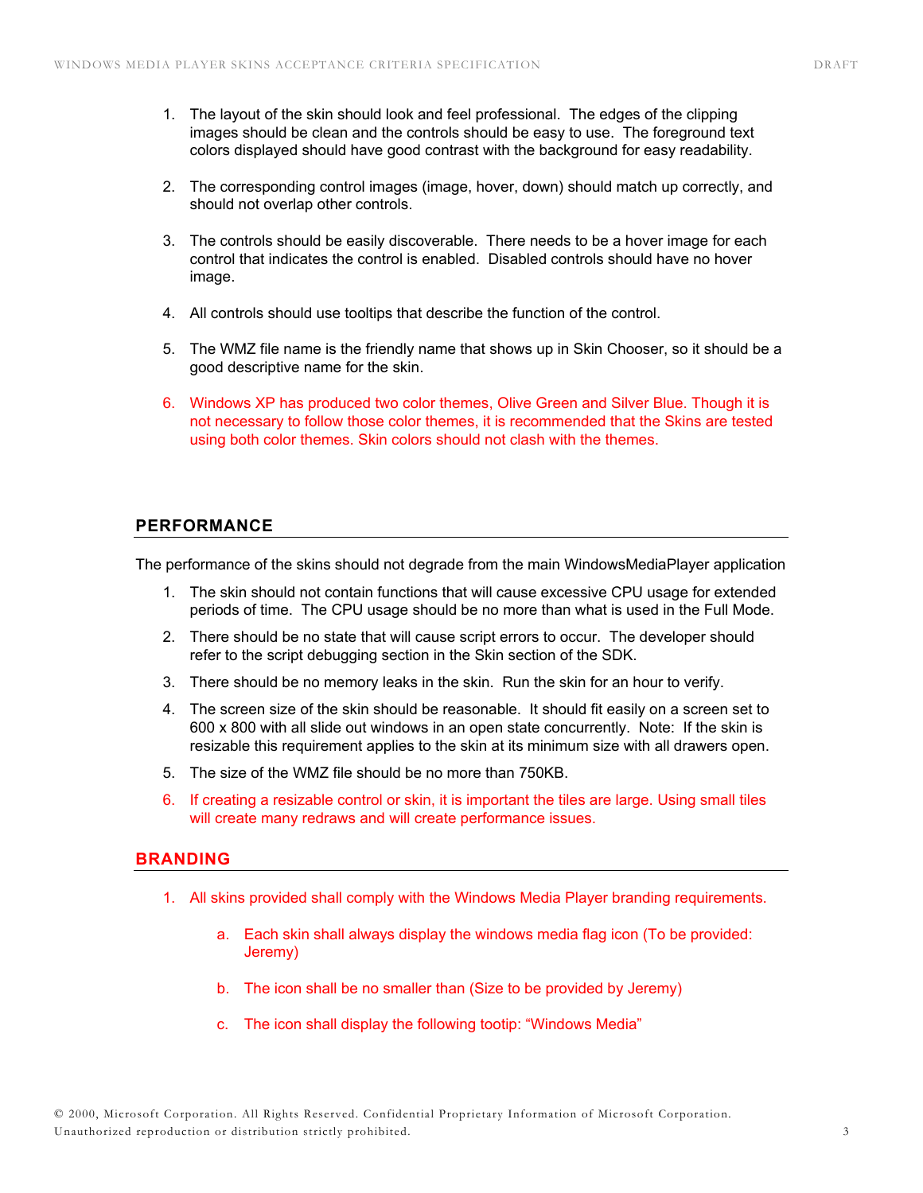1. The layout of the skin should look and feel professional. The edges of the clipping images should be clean and the controls should be easy to use. The foreground text colors displayed should have good contrast with the background for easy readability.

2. The corresponding control images (image, hover, down) should match up correctly, and should not overlap other controls.

3. The controls should be easily discoverable. There needs to be a hover image for each control that indicates the control is enabled. Disabled controls should have no hover image.

4. All controls should use tooltips that describe the function of the control.

5. The WMZ file name is the friendly name that shows up in Skin Chooser, so it should be a good descriptive name for the skin.

6. Windows XP has produced two color themes, Olive Green and Silver Blue. Though it is not necessary to follow those color themes, it is recommended that the Skins are tested using both color themes. Skin colors should not clash with the themes.

## PERFORMANCE

The performance of the skins should not degrade from the main WindowsMediaPlayer application

1. The skin should not contain functions that will cause excessive CPU usage for extended periods of time. The CPU usage should be no more than what is used in the Full Mode.
2. There should be no state that will cause script errors to occur. The developer should refer to the script debugging section in the Skin section of the SDK.
3. There should be no memory leaks in the skin. Run the skin for an hour to verify.
4. The screen size of the skin should be reasonable. It should fit easily on a screen set to 600 x 800 with all slide out windows in an open state concurrently. Note: If the skin is resizable this requirement applies to the skin at its minimum size with all drawers open.
5. The size of the WMZ file should be no more than 750KB.
6. If creating a resizable control or skin, it is important the tiles are large. Using small tiles will create many redraws and will create performance issues.

## BRANDING

1. All skins provided shall comply with the Windows Media Player branding requirements.

   a. Each skin shall always display the windows media flag icon (To be provided: Jeremy)

   b. The icon shall be no smaller than (Size to be provided by Jeremy)

   c. The icon shall display the following tootip: “Windows Media”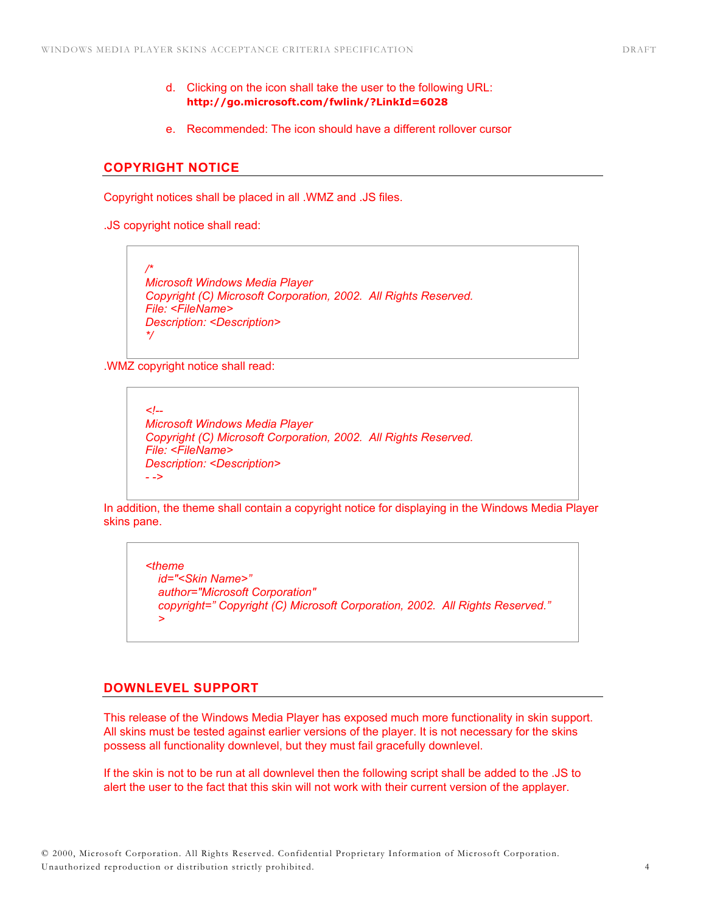d. Clicking on the icon shall take the user to the following URL:
   **http://go.microsoft.com/fwlink/?LinkId=6028**

e. Recommended: The icon should have a different rollover cursor

## COPYRIGHT NOTICE

Copyright notices shall be placed in all .WMZ and .JS files.

.JS copyright notice shall read:

```
/*
Microsoft Windows Media Player
Copyright (C) Microsoft Corporation, 2002.  All Rights Reserved.
File: <FileName>
Description: <Description>
*/
```

.WMZ copyright notice shall read:

```
<!--
Microsoft Windows Media Player
Copyright (C) Microsoft Corporation, 2002.  All Rights Reserved.
File: <FileName>
Description: <Description>
- ->
```

In addition, the theme shall contain a copyright notice for displaying in the Windows Media Player skins pane.

```
<theme
   id="<Skin Name>"
   author="Microsoft Corporation"
   copyright=" Copyright (C) Microsoft Corporation, 2002.  All Rights Reserved."
   >
```

## DOWNLEVEL SUPPORT

This release of the Windows Media Player has exposed much more functionality in skin support. All skins must be tested against earlier versions of the player. It is not necessary for the skins possess all functionality downlevel, but they must fail gracefully downlevel.

If the skin is not to be run at all downlevel then the following script shall be added to the .JS to alert the user to the fact that this skin will not work with their current version of the applayer.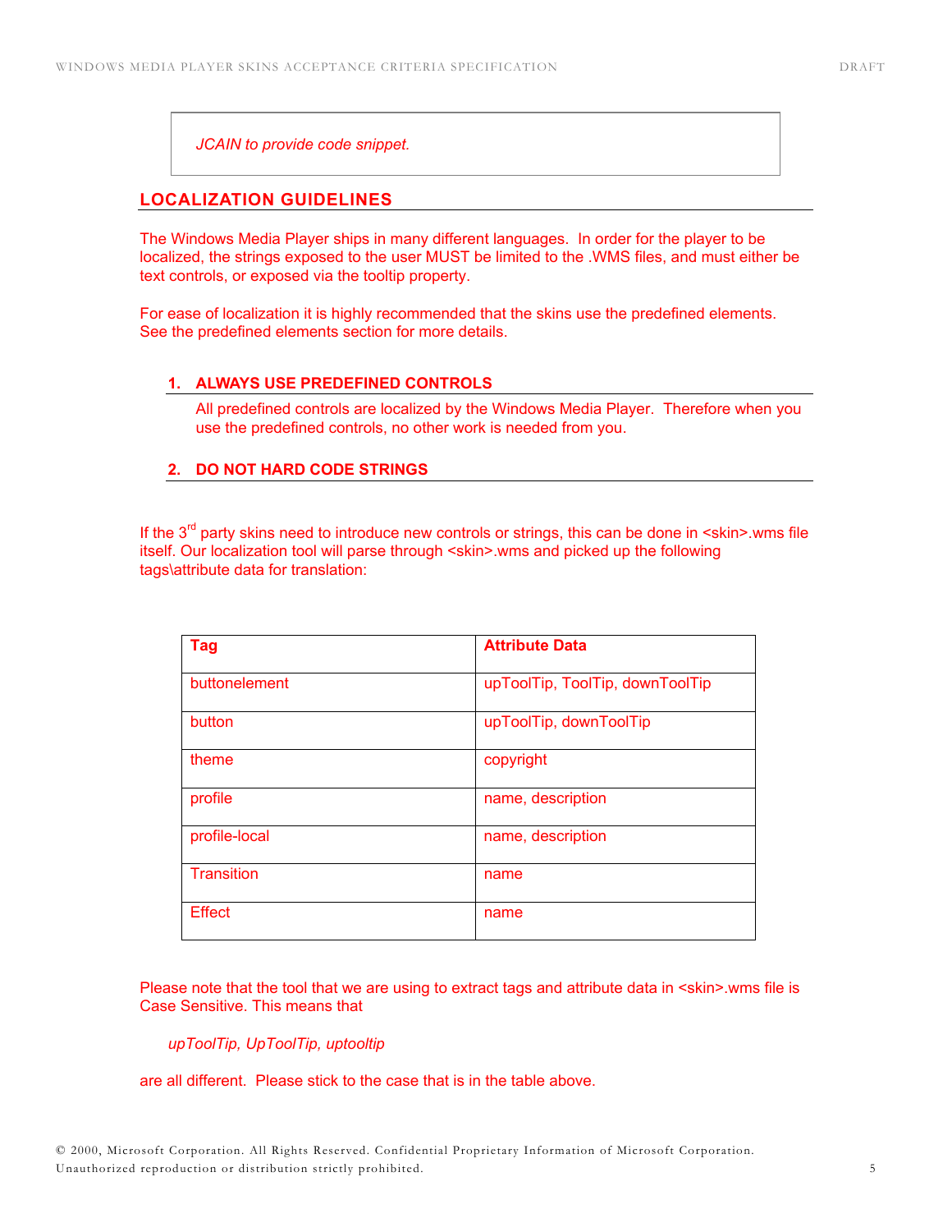> *JCAIN to provide code snippet.*

## LOCALIZATION GUIDELINES

The Windows Media Player ships in many different languages. In order for the player to be localized, the strings exposed to the user MUST be limited to the .WMS files, and must either be text controls, or exposed via the tooltip property.

For ease of localization it is highly recommended that the skins use the predefined elements. See the predefined elements section for more details.

### 1. ALWAYS USE PREDEFINED CONTROLS

All predefined controls are localized by the Windows Media Player. Therefore when you use the predefined controls, no other work is needed from you.

### 2. DO NOT HARD CODE STRINGS

If the 3rd party skins need to introduce new controls or strings, this can be done in <skin>.wms file itself. Our localization tool will parse through <skin>.wms and picked up the following tags\attribute data for translation:

| Tag | Attribute Data |
|---|---|
| buttonelement | upToolTip, ToolTip, downToolTip |
| button | upToolTip, downToolTip |
| theme | copyright |
| profile | name, description |
| profile-local | name, description |
| Transition | name |
| Effect | name |

Please note that the tool that we are using to extract tags and attribute data in <skin>.wms file is Case Sensitive. This means that

*upToolTip, UpToolTip, uptooltip*

are all different. Please stick to the case that is in the table above.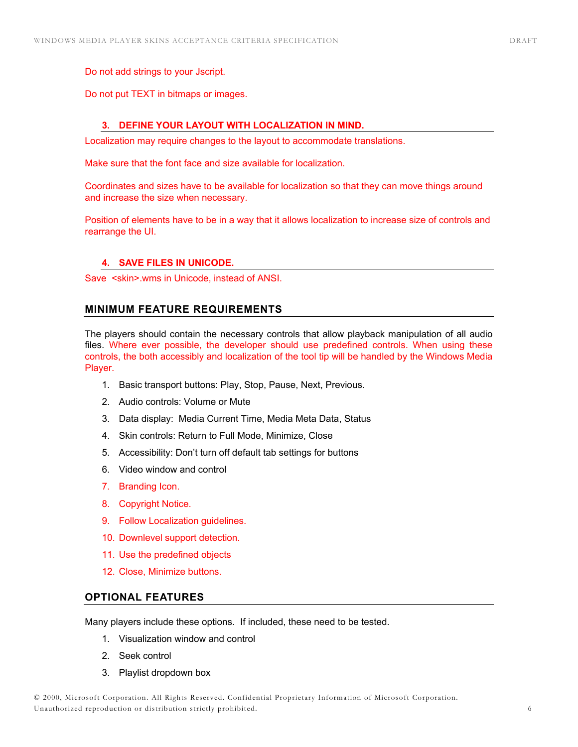Do not add strings to your Jscript.

Do not put TEXT in bitmaps or images.

### 3. DEFINE YOUR LAYOUT WITH LOCALIZATION IN MIND.

Localization may require changes to the layout to accommodate translations.

Make sure that the font face and size available for localization.

Coordinates and sizes have to be available for localization so that they can move things around and increase the size when necessary.

Position of elements have to be in a way that it allows localization to increase size of controls and rearrange the UI.

### 4. SAVE FILES IN UNICODE.

Save <skin>.wms in Unicode, instead of ANSI.

## MINIMUM FEATURE REQUIREMENTS

The players should contain the necessary controls that allow playback manipulation of all audio files. Where ever possible, the developer should use predefined controls. When using these controls, the both accessibly and localization of the tool tip will be handled by the Windows Media Player.

1. Basic transport buttons: Play, Stop, Pause, Next, Previous.
2. Audio controls: Volume or Mute
3. Data display: Media Current Time, Media Meta Data, Status
4. Skin controls: Return to Full Mode, Minimize, Close
5. Accessibility: Don't turn off default tab settings for buttons
6. Video window and control
7. Branding Icon.
8. Copyright Notice.
9. Follow Localization guidelines.
10. Downlevel support detection.
11. Use the predefined objects
12. Close, Minimize buttons.

## OPTIONAL FEATURES

Many players include these options. If included, these need to be tested.

1. Visualization window and control
2. Seek control
3. Playlist dropdown box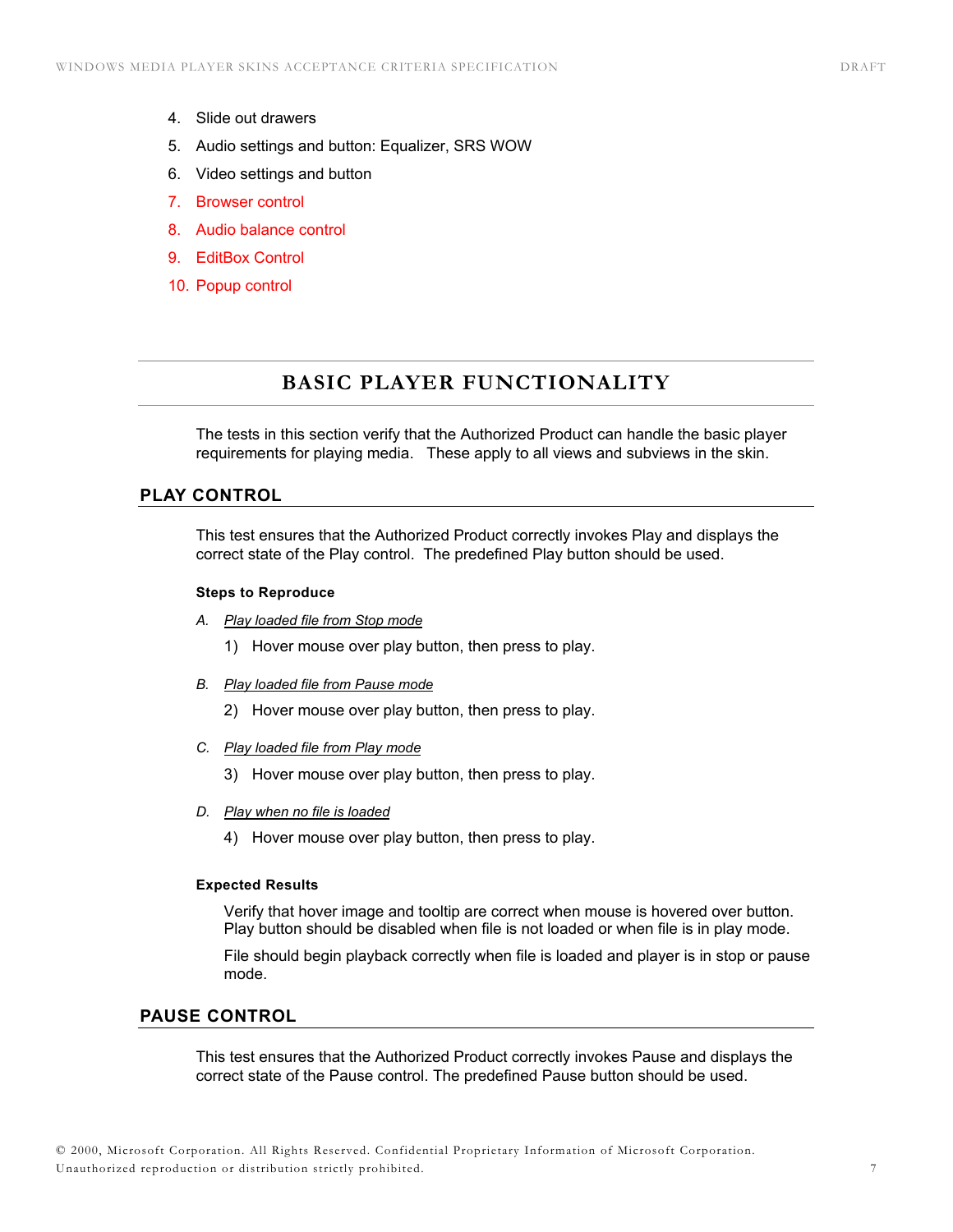4. Slide out drawers
5. Audio settings and button: Equalizer, SRS WOW
6. Video settings and button
7. Browser control
8. Audio balance control
9. EditBox Control
10. Popup control

## BASIC PLAYER FUNCTIONALITY

The tests in this section verify that the Authorized Product can handle the basic player requirements for playing media. These apply to all views and subviews in the skin.

### PLAY CONTROL

This test ensures that the Authorized Product correctly invokes Play and displays the correct state of the Play control. The predefined Play button should be used.

#### Steps to Reproduce

A. *Play loaded file from Stop mode*

   1) Hover mouse over play button, then press to play.

B. *Play loaded file from Pause mode*

   2) Hover mouse over play button, then press to play.

C. *Play loaded file from Play mode*

   3) Hover mouse over play button, then press to play.

D. *Play when no file is loaded*

   4) Hover mouse over play button, then press to play.

#### Expected Results

Verify that hover image and tooltip are correct when mouse is hovered over button. Play button should be disabled when file is not loaded or when file is in play mode.

File should begin playback correctly when file is loaded and player is in stop or pause mode.

### PAUSE CONTROL

This test ensures that the Authorized Product correctly invokes Pause and displays the correct state of the Pause control. The predefined Pause button should be used.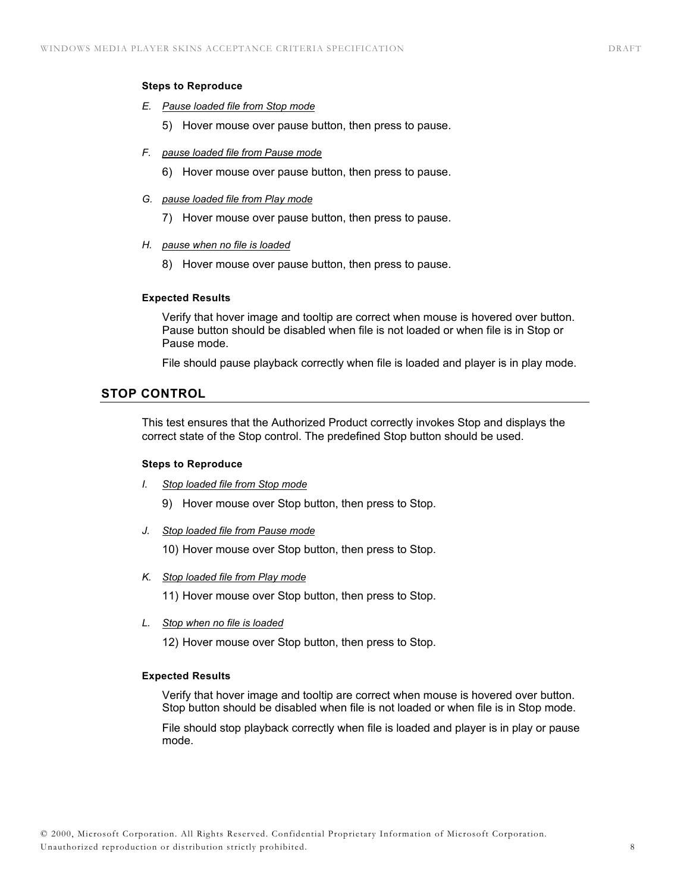#### Steps to Reproduce

*E. Pause loaded file from Stop mode*

5) Hover mouse over pause button, then press to pause.

*F. pause loaded file from Pause mode*

6) Hover mouse over pause button, then press to pause.

*G. pause loaded file from Play mode*

7) Hover mouse over pause button, then press to pause.

*H. pause when no file is loaded*

8) Hover mouse over pause button, then press to pause.

#### Expected Results

Verify that hover image and tooltip are correct when mouse is hovered over button. Pause button should be disabled when file is not loaded or when file is in Stop or Pause mode.

File should pause playback correctly when file is loaded and player is in play mode.

## STOP CONTROL

This test ensures that the Authorized Product correctly invokes Stop and displays the correct state of the Stop control. The predefined Stop button should be used.

#### Steps to Reproduce

*I. Stop loaded file from Stop mode*

9) Hover mouse over Stop button, then press to Stop.

*J. Stop loaded file from Pause mode*

10) Hover mouse over Stop button, then press to Stop.

*K. Stop loaded file from Play mode*

11) Hover mouse over Stop button, then press to Stop.

*L. Stop when no file is loaded*

12) Hover mouse over Stop button, then press to Stop.

#### Expected Results

Verify that hover image and tooltip are correct when mouse is hovered over button. Stop button should be disabled when file is not loaded or when file is in Stop mode.

File should stop playback correctly when file is loaded and player is in play or pause mode.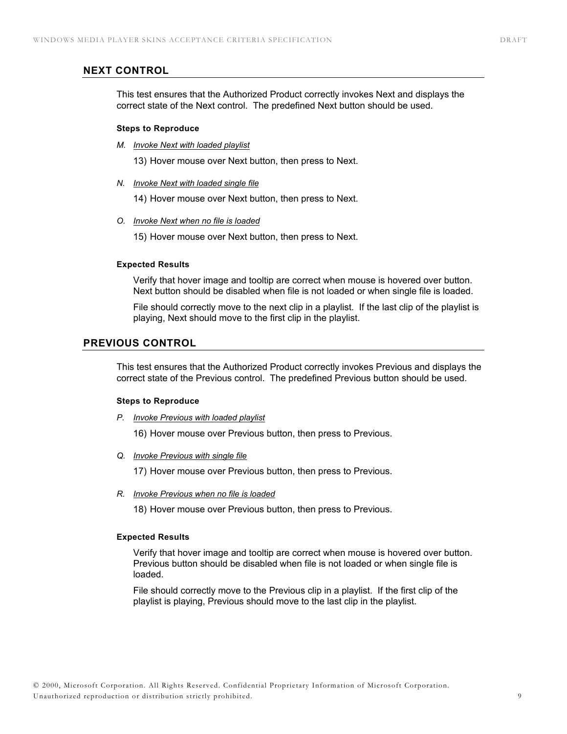## NEXT CONTROL

This test ensures that the Authorized Product correctly invokes Next and displays the correct state of the Next control. The predefined Next button should be used.

#### Steps to Reproduce

M. *Invoke Next with loaded playlist*

13) Hover mouse over Next button, then press to Next.

N. *Invoke Next with loaded single file*

14) Hover mouse over Next button, then press to Next.

O. *Invoke Next when no file is loaded*

15) Hover mouse over Next button, then press to Next.

#### Expected Results

Verify that hover image and tooltip are correct when mouse is hovered over button. Next button should be disabled when file is not loaded or when single file is loaded.

File should correctly move to the next clip in a playlist. If the last clip of the playlist is playing, Next should move to the first clip in the playlist.

## PREVIOUS CONTROL

This test ensures that the Authorized Product correctly invokes Previous and displays the correct state of the Previous control. The predefined Previous button should be used.

#### Steps to Reproduce

P. *Invoke Previous with loaded playlist*

16) Hover mouse over Previous button, then press to Previous.

Q. *Invoke Previous with single file*

17) Hover mouse over Previous button, then press to Previous.

R. *Invoke Previous when no file is loaded*

18) Hover mouse over Previous button, then press to Previous.

#### Expected Results

Verify that hover image and tooltip are correct when mouse is hovered over button. Previous button should be disabled when file is not loaded or when single file is loaded.

File should correctly move to the Previous clip in a playlist. If the first clip of the playlist is playing, Previous should move to the last clip in the playlist.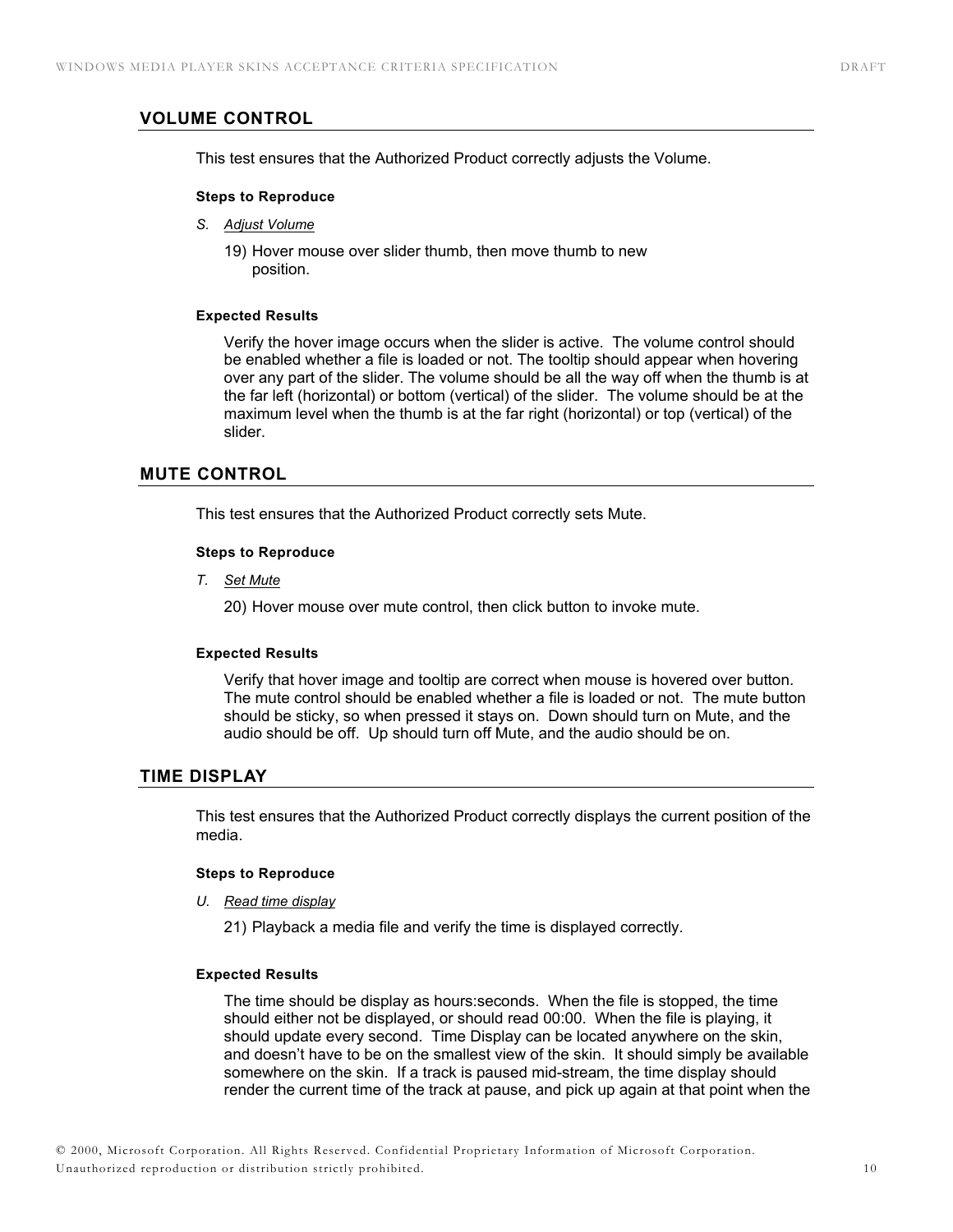## VOLUME CONTROL

This test ensures that the Authorized Product correctly adjusts the Volume.

#### Steps to Reproduce

S. *Adjust Volume*

19) Hover mouse over slider thumb, then move thumb to new position.

#### Expected Results

Verify the hover image occurs when the slider is active. The volume control should be enabled whether a file is loaded or not. The tooltip should appear when hovering over any part of the slider. The volume should be all the way off when the thumb is at the far left (horizontal) or bottom (vertical) of the slider. The volume should be at the maximum level when the thumb is at the far right (horizontal) or top (vertical) of the slider.

## MUTE CONTROL

This test ensures that the Authorized Product correctly sets Mute.

#### Steps to Reproduce

T. *Set Mute*

20) Hover mouse over mute control, then click button to invoke mute.

#### Expected Results

Verify that hover image and tooltip are correct when mouse is hovered over button. The mute control should be enabled whether a file is loaded or not. The mute button should be sticky, so when pressed it stays on. Down should turn on Mute, and the audio should be off. Up should turn off Mute, and the audio should be on.

## TIME DISPLAY

This test ensures that the Authorized Product correctly displays the current position of the media.

#### Steps to Reproduce

U. *Read time display*

21) Playback a media file and verify the time is displayed correctly.

#### Expected Results

The time should be display as hours:seconds. When the file is stopped, the time should either not be displayed, or should read 00:00. When the file is playing, it should update every second. Time Display can be located anywhere on the skin, and doesn't have to be on the smallest view of the skin. It should simply be available somewhere on the skin. If a track is paused mid-stream, the time display should render the current time of the track at pause, and pick up again at that point when the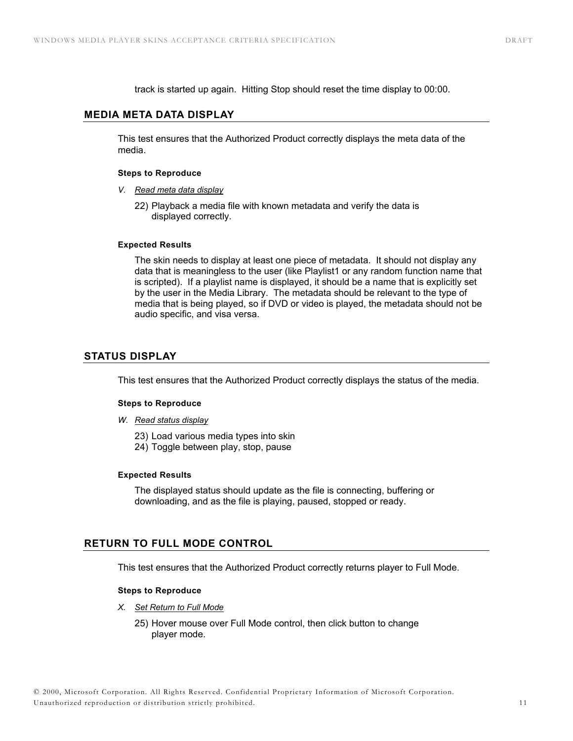track is started up again. Hitting Stop should reset the time display to 00:00.

## MEDIA META DATA DISPLAY

This test ensures that the Authorized Product correctly displays the meta data of the media.

**Steps to Reproduce**

V. *Read meta data display*

22) Playback a media file with known metadata and verify the data is displayed correctly.

**Expected Results**

The skin needs to display at least one piece of metadata. It should not display any data that is meaningless to the user (like Playlist1 or any random function name that is scripted). If a playlist name is displayed, it should be a name that is explicitly set by the user in the Media Library. The metadata should be relevant to the type of media that is being played, so if DVD or video is played, the metadata should not be audio specific, and visa versa.

## STATUS DISPLAY

This test ensures that the Authorized Product correctly displays the status of the media.

**Steps to Reproduce**

W. *Read status display*

23) Load various media types into skin
24) Toggle between play, stop, pause

**Expected Results**

The displayed status should update as the file is connecting, buffering or downloading, and as the file is playing, paused, stopped or ready.

## RETURN TO FULL MODE CONTROL

This test ensures that the Authorized Product correctly returns player to Full Mode.

**Steps to Reproduce**

X. *Set Return to Full Mode*

25) Hover mouse over Full Mode control, then click button to change player mode.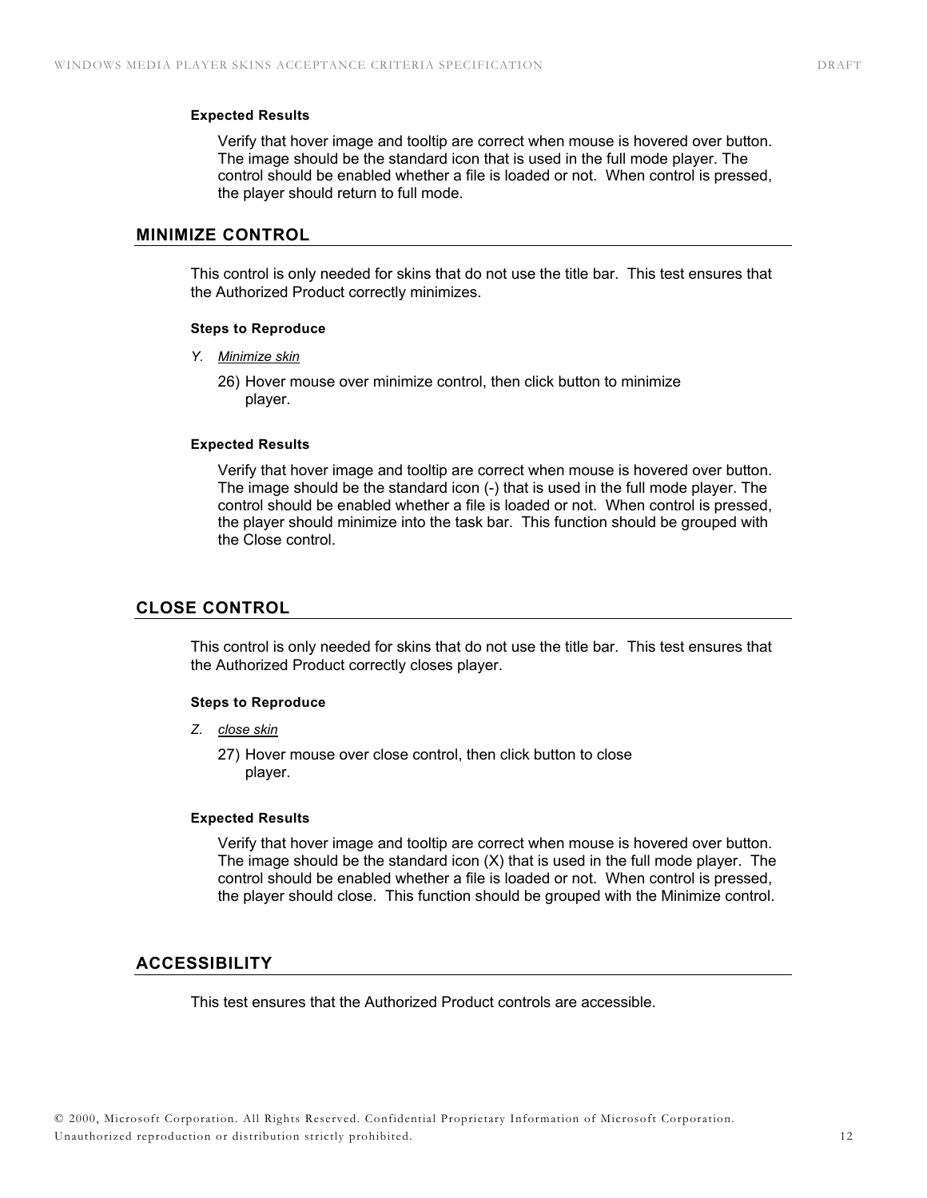**Expected Results**

Verify that hover image and tooltip are correct when mouse is hovered over button. The image should be the standard icon that is used in the full mode player. The control should be enabled whether a file is loaded or not. When control is pressed, the player should return to full mode.

## MINIMIZE CONTROL

This control is only needed for skins that do not use the title bar. This test ensures that the Authorized Product correctly minimizes.

**Steps to Reproduce**

*Y. Minimize skin*

26) Hover mouse over minimize control, then click button to minimize player.

**Expected Results**

Verify that hover image and tooltip are correct when mouse is hovered over button. The image should be the standard icon (-) that is used in the full mode player. The control should be enabled whether a file is loaded or not. When control is pressed, the player should minimize into the task bar. This function should be grouped with the Close control.

## CLOSE CONTROL

This control is only needed for skins that do not use the title bar. This test ensures that the Authorized Product correctly closes player.

**Steps to Reproduce**

*Z. close skin*

27) Hover mouse over close control, then click button to close player.

**Expected Results**

Verify that hover image and tooltip are correct when mouse is hovered over button. The image should be the standard icon (X) that is used in the full mode player. The control should be enabled whether a file is loaded or not. When control is pressed, the player should close. This function should be grouped with the Minimize control.

## ACCESSIBILITY

This test ensures that the Authorized Product controls are accessible.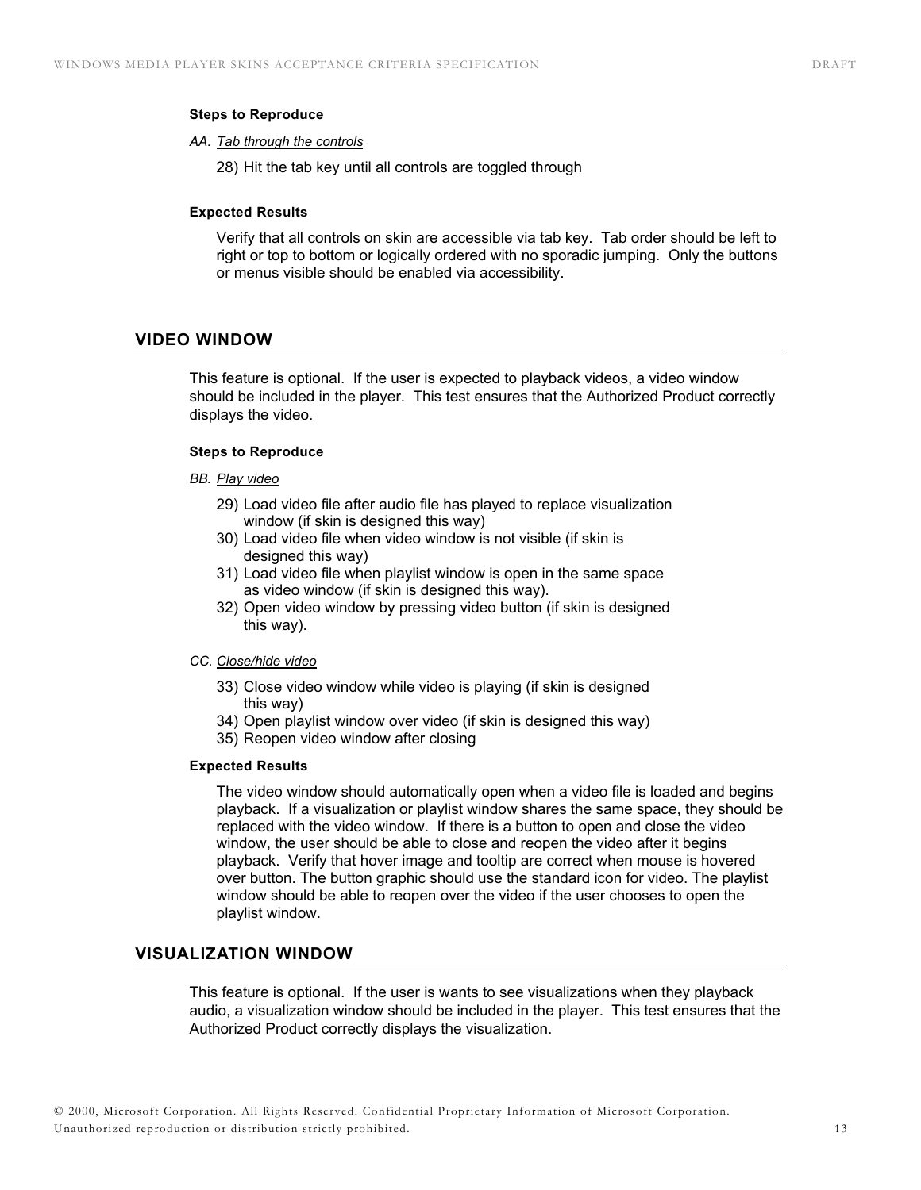**Steps to Reproduce**

*AA. Tab through the controls*

28) Hit the tab key until all controls are toggled through

**Expected Results**

Verify that all controls on skin are accessible via tab key. Tab order should be left to right or top to bottom or logically ordered with no sporadic jumping. Only the buttons or menus visible should be enabled via accessibility.

## VIDEO WINDOW

This feature is optional. If the user is expected to playback videos, a video window should be included in the player. This test ensures that the Authorized Product correctly displays the video.

**Steps to Reproduce**

*BB. Play video*

29) Load video file after audio file has played to replace visualization window (if skin is designed this way)
30) Load video file when video window is not visible (if skin is designed this way)
31) Load video file when playlist window is open in the same space as video window (if skin is designed this way).
32) Open video window by pressing video button (if skin is designed this way).

*CC. Close/hide video*

33) Close video window while video is playing (if skin is designed this way)
34) Open playlist window over video (if skin is designed this way)
35) Reopen video window after closing

**Expected Results**

The video window should automatically open when a video file is loaded and begins playback. If a visualization or playlist window shares the same space, they should be replaced with the video window. If there is a button to open and close the video window, the user should be able to close and reopen the video after it begins playback. Verify that hover image and tooltip are correct when mouse is hovered over button. The button graphic should use the standard icon for video. The playlist window should be able to reopen over the video if the user chooses to open the playlist window.

## VISUALIZATION WINDOW

This feature is optional. If the user is wants to see visualizations when they playback audio, a visualization window should be included in the player. This test ensures that the Authorized Product correctly displays the visualization.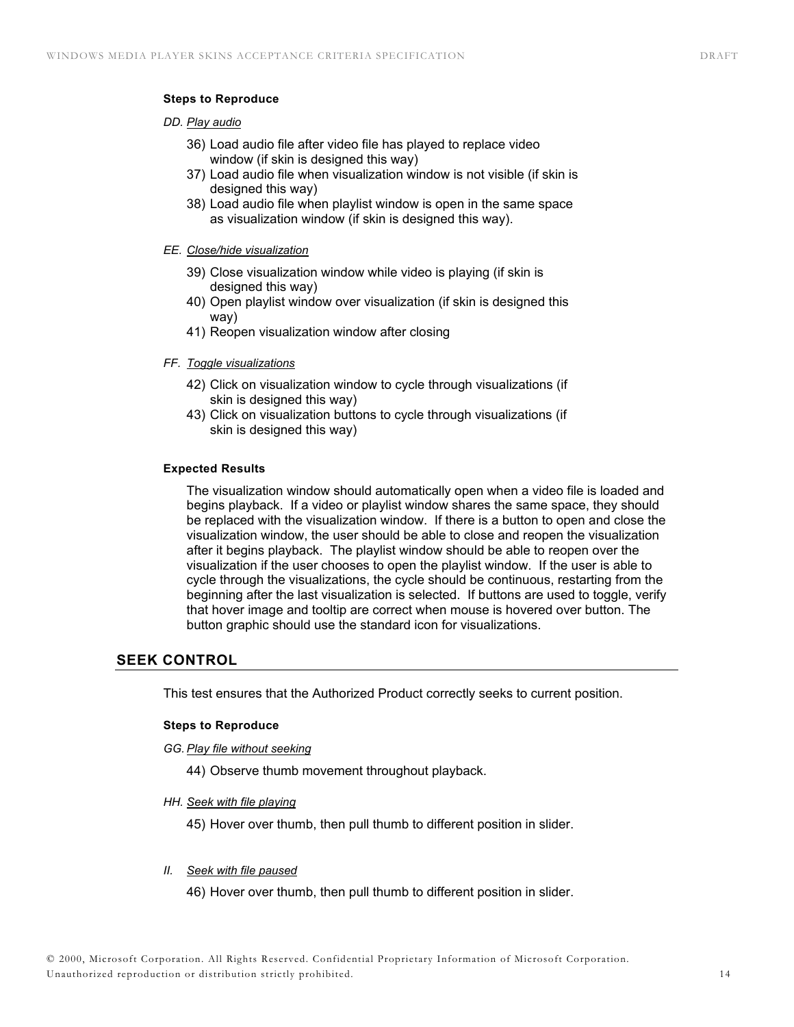**Steps to Reproduce**

*DD. Play audio*

36) Load audio file after video file has played to replace video window (if skin is designed this way)
37) Load audio file when visualization window is not visible (if skin is designed this way)
38) Load audio file when playlist window is open in the same space as visualization window (if skin is designed this way).

*EE. Close/hide visualization*

39) Close visualization window while video is playing (if skin is designed this way)
40) Open playlist window over visualization (if skin is designed this way)
41) Reopen visualization window after closing

*FF. Toggle visualizations*

42) Click on visualization window to cycle through visualizations (if skin is designed this way)
43) Click on visualization buttons to cycle through visualizations (if skin is designed this way)

**Expected Results**

The visualization window should automatically open when a video file is loaded and begins playback. If a video or playlist window shares the same space, they should be replaced with the visualization window. If there is a button to open and close the visualization window, the user should be able to close and reopen the visualization after it begins playback. The playlist window should be able to reopen over the visualization if the user chooses to open the playlist window. If the user is able to cycle through the visualizations, the cycle should be continuous, restarting from the beginning after the last visualization is selected. If buttons are used to toggle, verify that hover image and tooltip are correct when mouse is hovered over button. The button graphic should use the standard icon for visualizations.

## SEEK CONTROL

This test ensures that the Authorized Product correctly seeks to current position.

**Steps to Reproduce**

*GG. Play file without seeking*

44) Observe thumb movement throughout playback.

*HH. Seek with file playing*

45) Hover over thumb, then pull thumb to different position in slider.

*II. Seek with file paused*

46) Hover over thumb, then pull thumb to different position in slider.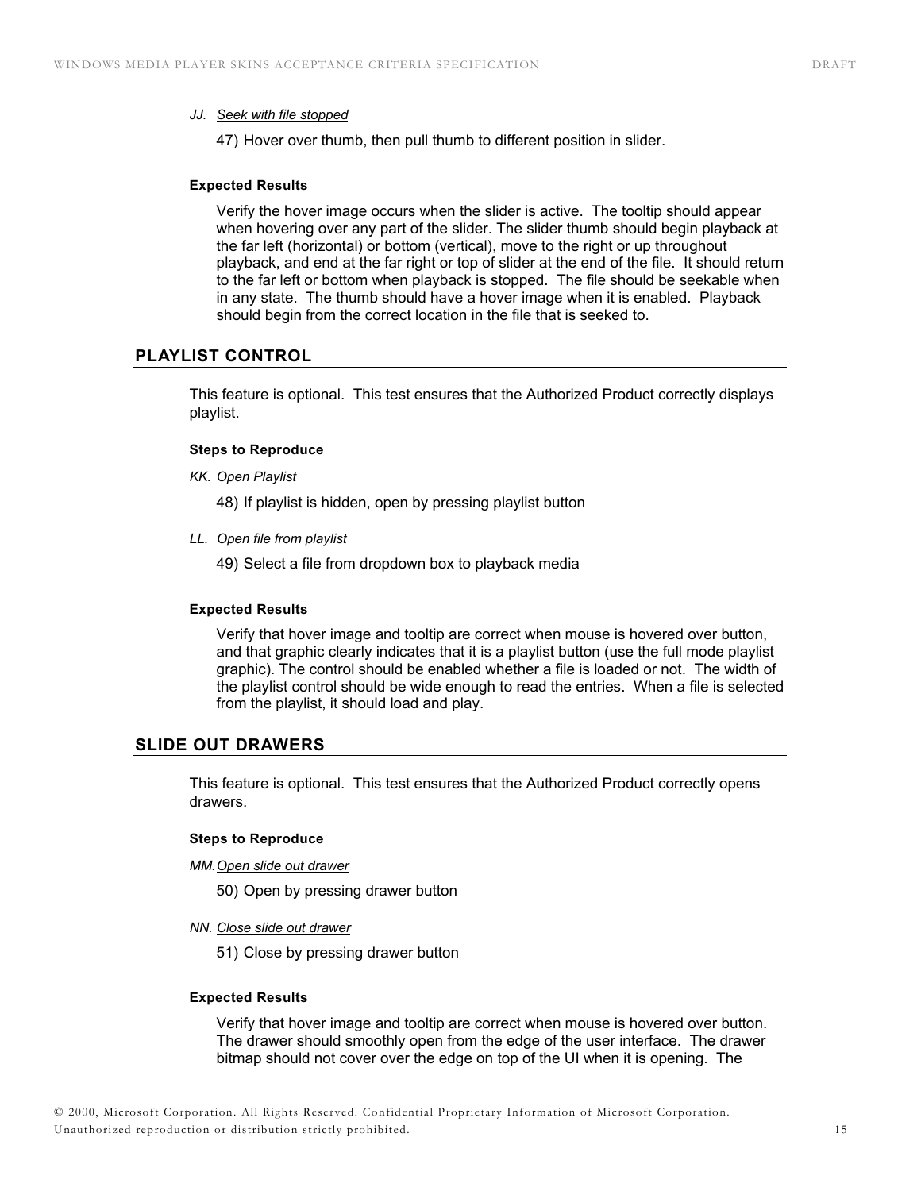*JJ. Seek with file stopped*

47) Hover over thumb, then pull thumb to different position in slider.

#### Expected Results

Verify the hover image occurs when the slider is active. The tooltip should appear when hovering over any part of the slider. The slider thumb should begin playback at the far left (horizontal) or bottom (vertical), move to the right or up throughout playback, and end at the far right or top of slider at the end of the file. It should return to the far left or bottom when playback is stopped. The file should be seekable when in any state. The thumb should have a hover image when it is enabled. Playback should begin from the correct location in the file that is seeked to.

## PLAYLIST CONTROL

This feature is optional. This test ensures that the Authorized Product correctly displays playlist.

#### Steps to Reproduce

*KK. Open Playlist*

48) If playlist is hidden, open by pressing playlist button

*LL. Open file from playlist*

49) Select a file from dropdown box to playback media

#### Expected Results

Verify that hover image and tooltip are correct when mouse is hovered over button, and that graphic clearly indicates that it is a playlist button (use the full mode playlist graphic). The control should be enabled whether a file is loaded or not. The width of the playlist control should be wide enough to read the entries. When a file is selected from the playlist, it should load and play.

## SLIDE OUT DRAWERS

This feature is optional. This test ensures that the Authorized Product correctly opens drawers.

#### Steps to Reproduce

*MM. Open slide out drawer*

50) Open by pressing drawer button

*NN. Close slide out drawer*

51) Close by pressing drawer button

#### Expected Results

Verify that hover image and tooltip are correct when mouse is hovered over button. The drawer should smoothly open from the edge of the user interface. The drawer bitmap should not cover over the edge on top of the UI when it is opening. The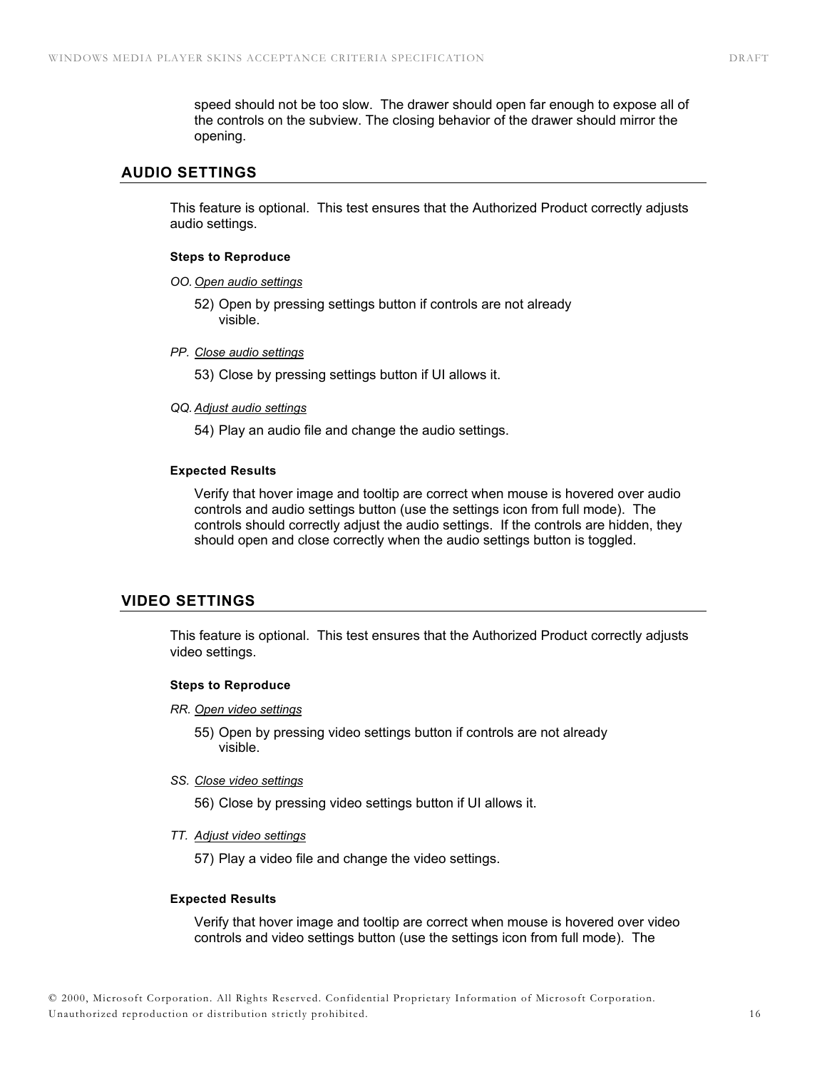speed should not be too slow. The drawer should open far enough to expose all of the controls on the subview. The closing behavior of the drawer should mirror the opening.

## AUDIO SETTINGS

This feature is optional. This test ensures that the Authorized Product correctly adjusts audio settings.

#### Steps to Reproduce

*OO. Open audio settings*

52) Open by pressing settings button if controls are not already visible.

*PP. Close audio settings*

53) Close by pressing settings button if UI allows it.

*QQ. Adjust audio settings*

54) Play an audio file and change the audio settings.

#### Expected Results

Verify that hover image and tooltip are correct when mouse is hovered over audio controls and audio settings button (use the settings icon from full mode). The controls should correctly adjust the audio settings. If the controls are hidden, they should open and close correctly when the audio settings button is toggled.

## VIDEO SETTINGS

This feature is optional. This test ensures that the Authorized Product correctly adjusts video settings.

#### Steps to Reproduce

*RR. Open video settings*

55) Open by pressing video settings button if controls are not already visible.

*SS. Close video settings*

56) Close by pressing video settings button if UI allows it.

*TT. Adjust video settings*

57) Play a video file and change the video settings.

#### Expected Results

Verify that hover image and tooltip are correct when mouse is hovered over video controls and video settings button (use the settings icon from full mode). The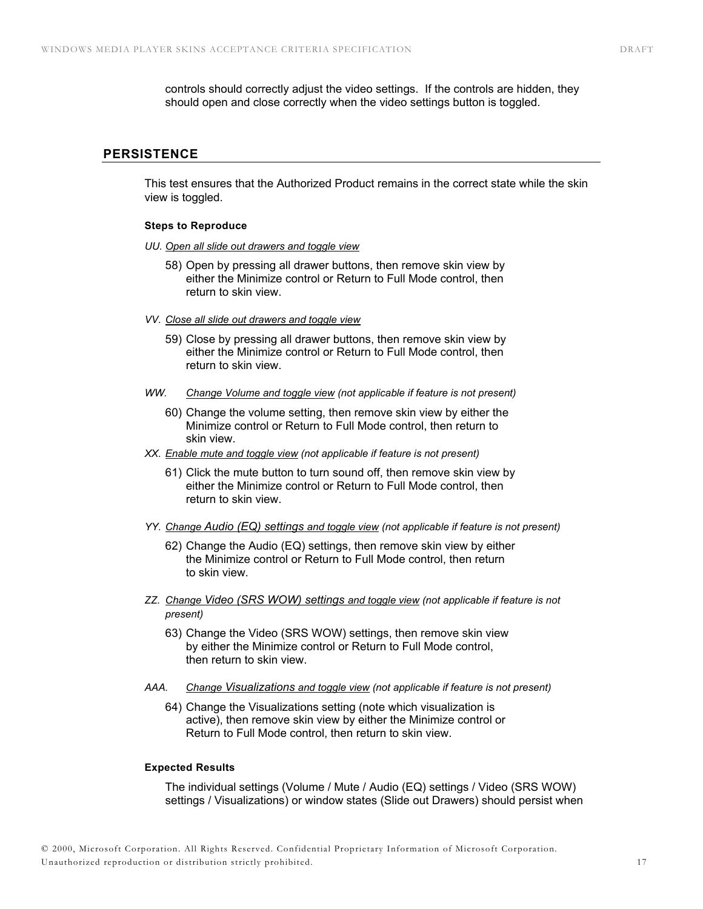controls should correctly adjust the video settings. If the controls are hidden, they should open and close correctly when the video settings button is toggled.

## PERSISTENCE

This test ensures that the Authorized Product remains in the correct state while the skin view is toggled.

#### Steps to Reproduce

*UU. Open all slide out drawers and toggle view*

58) Open by pressing all drawer buttons, then remove skin view by either the Minimize control or Return to Full Mode control, then return to skin view.

*VV. Close all slide out drawers and toggle view*

59) Close by pressing all drawer buttons, then remove skin view by either the Minimize control or Return to Full Mode control, then return to skin view.

*WW. Change Volume and toggle view (not applicable if feature is not present)*

60) Change the volume setting, then remove skin view by either the Minimize control or Return to Full Mode control, then return to skin view.

*XX. Enable mute and toggle view (not applicable if feature is not present)*

61) Click the mute button to turn sound off, then remove skin view by either the Minimize control or Return to Full Mode control, then return to skin view.

*YY. Change Audio (EQ) settings and toggle view (not applicable if feature is not present)*

62) Change the Audio (EQ) settings, then remove skin view by either the Minimize control or Return to Full Mode control, then return to skin view.

*ZZ. Change Video (SRS WOW) settings and toggle view (not applicable if feature is not present)*

63) Change the Video (SRS WOW) settings, then remove skin view by either the Minimize control or Return to Full Mode control, then return to skin view.

*AAA. Change Visualizations and toggle view (not applicable if feature is not present)*

64) Change the Visualizations setting (note which visualization is active), then remove skin view by either the Minimize control or Return to Full Mode control, then return to skin view.

#### Expected Results

The individual settings (Volume / Mute / Audio (EQ) settings / Video (SRS WOW) settings / Visualizations) or window states (Slide out Drawers) should persist when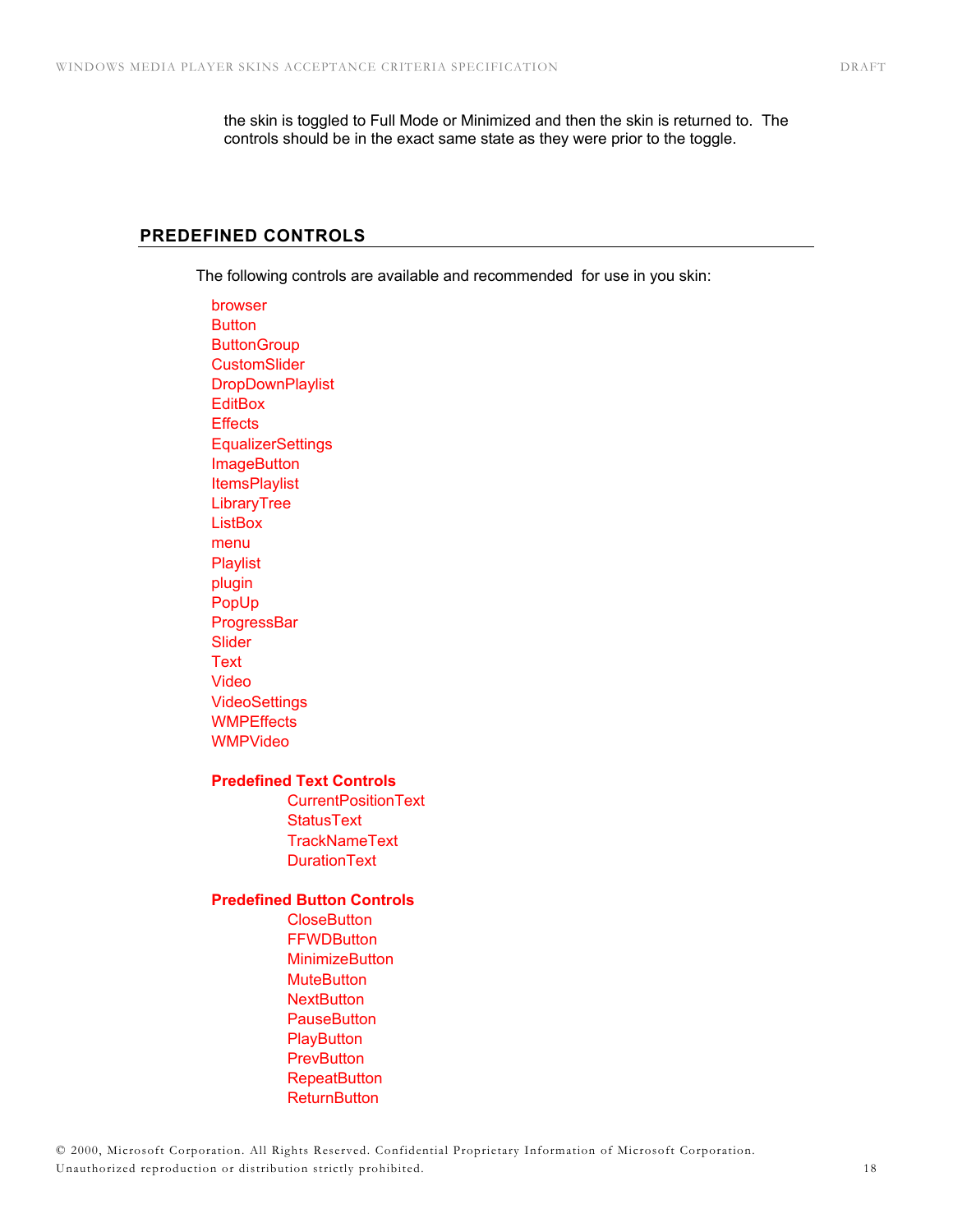the skin is toggled to Full Mode or Minimized and then the skin is returned to. The controls should be in the exact same state as they were prior to the toggle.

## PREDEFINED CONTROLS

The following controls are available and recommended for use in you skin:

- browser
- Button
- ButtonGroup
- CustomSlider
- DropDownPlaylist
- EditBox
- Effects
- EqualizerSettings
- ImageButton
- ItemsPlaylist
- LibraryTree
- ListBox
- menu
- Playlist
- plugin
- PopUp
- ProgressBar
- Slider
- Text
- Video
- VideoSettings
- WMPEffects
- WMPVideo

**Predefined Text Controls**

- CurrentPositionText
- StatusText
- TrackNameText
- DurationText

**Predefined Button Controls**

- CloseButton
- FFWDButton
- MinimizeButton
- MuteButton
- NextButton
- PauseButton
- PlayButton
- PrevButton
- RepeatButton
- ReturnButton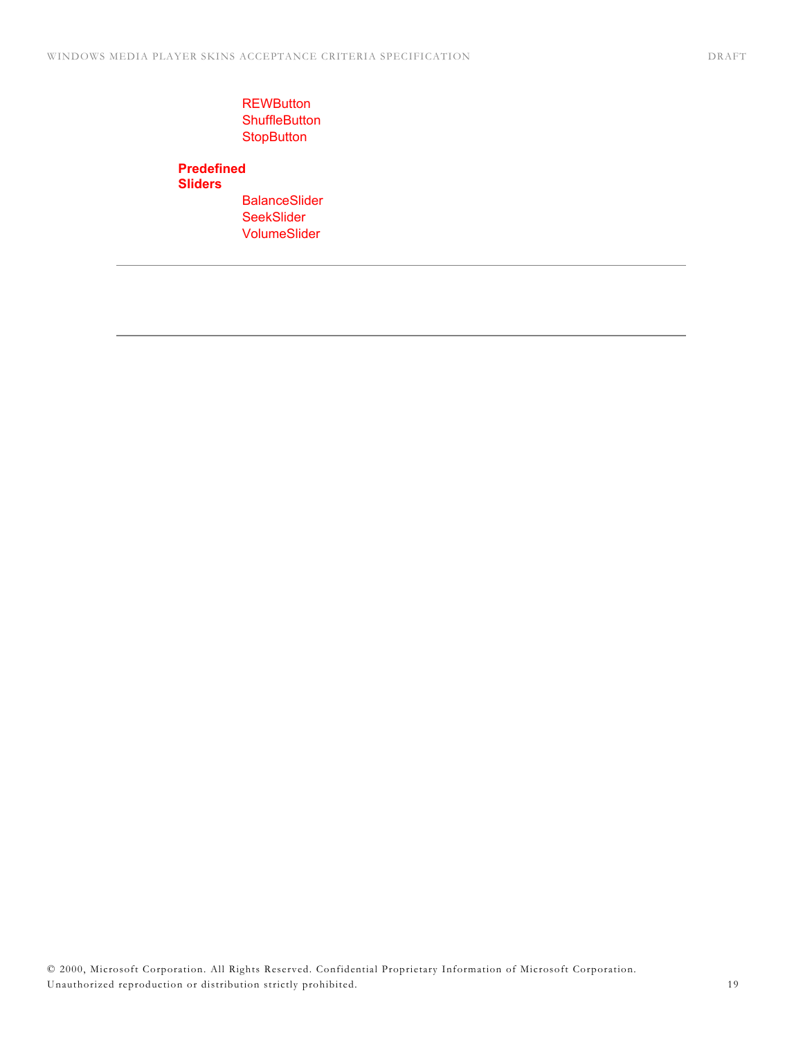REWButton
ShuffleButton
StopButton

**Predefined Sliders**

BalanceSlider
SeekSlider
VolumeSlider

---

---